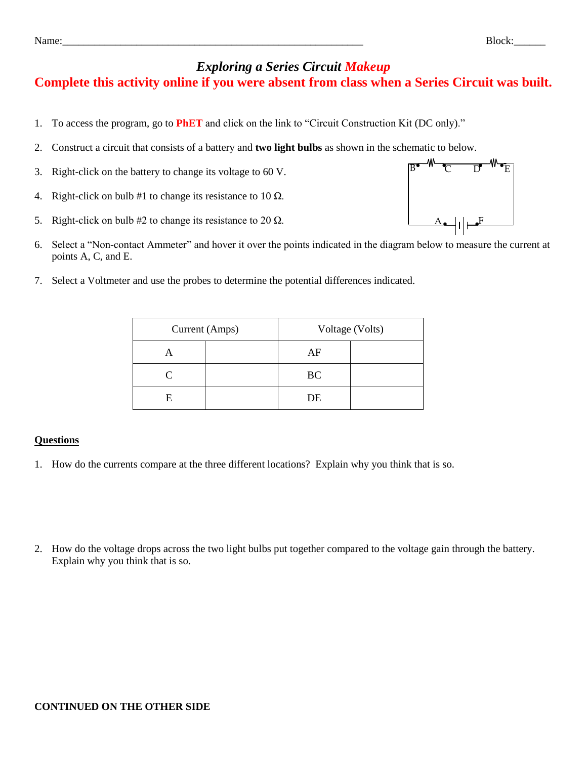Name:\_\_\_\_\_\_\_\_\_\_\_\_\_\_\_\_\_\_\_\_\_\_\_\_\_\_\_\_\_\_\_\_\_\_\_\_\_\_\_\_\_\_\_\_\_\_\_\_\_\_\_\_\_\_\_\_ Block:\_\_\_\_\_\_

# *Exploring a Series Circuit Makeup*

## Complete this activity online if you were absent from class when a Series Circuit was built.

1. To access the program, go to **PhET** and click on the link to "Circuit Construction Kit (DC only)."
2. Construct a circuit that consists of a battery and **two light bulbs** as shown in the schematic to below.
3. Right-click on the battery to change its voltage to 60 V.
4. Right-click on bulb #1 to change its resistance to 10 Ω.
5. Right-click on bulb #2 to change its resistance to 20 Ω.
6. Select a "Non-contact Ammeter" and hover it over the points indicated in the diagram below to measure the current at points A, C, and E.
7. Select a Voltmeter and use the probes to determine the potential differences indicated.

B C D E

A F

| Current (Amps) | | Voltage (Volts) | |
|---|---|---|---|
| A | | AF | |
| C | | BC | |
| E | | DE | |

**Questions**

1. How do the currents compare at the three different locations? Explain why you think that is so.

2. How do the voltage drops across the two light bulbs put together compared to the voltage gain through the battery. Explain why you think that is so.

**CONTINUED ON THE OTHER SIDE**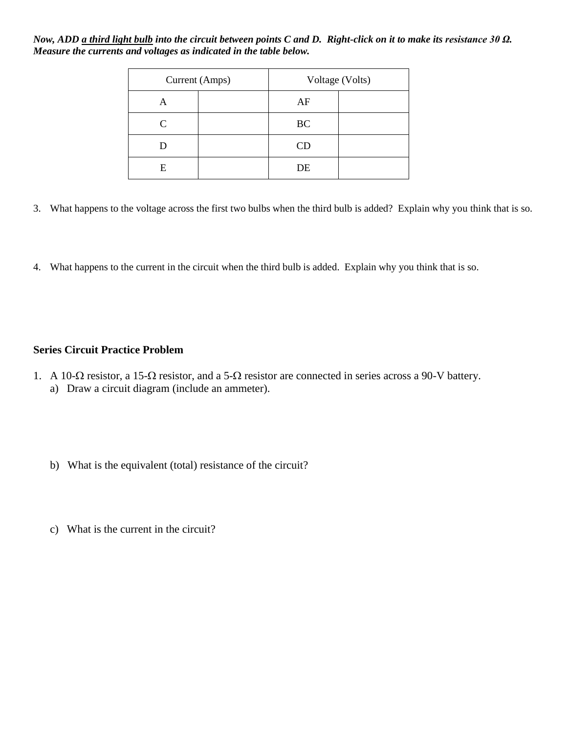***Now, ADD <u>a third light bulb</u> into the circuit between points C and D. Right-click on it to make its resistance 30 Ω. Measure the currents and voltages as indicated in the table below.***

| Current (Amps) | | Voltage (Volts) | |
|---|---|---|---|
| A | | AF | |
| C | | BC | |
| D | | CD | |
| E | | DE | |

3. What happens to the voltage across the first two bulbs when the third bulb is added? Explain why you think that is so.

4. What happens to the current in the circuit when the third bulb is added. Explain why you think that is so.

**Series Circuit Practice Problem**

1. A 10-Ω resistor, a 15-Ω resistor, and a 5-Ω resistor are connected in series across a 90-V battery.
   a) Draw a circuit diagram (include an ammeter).

   b) What is the equivalent (total) resistance of the circuit?

   c) What is the current in the circuit?